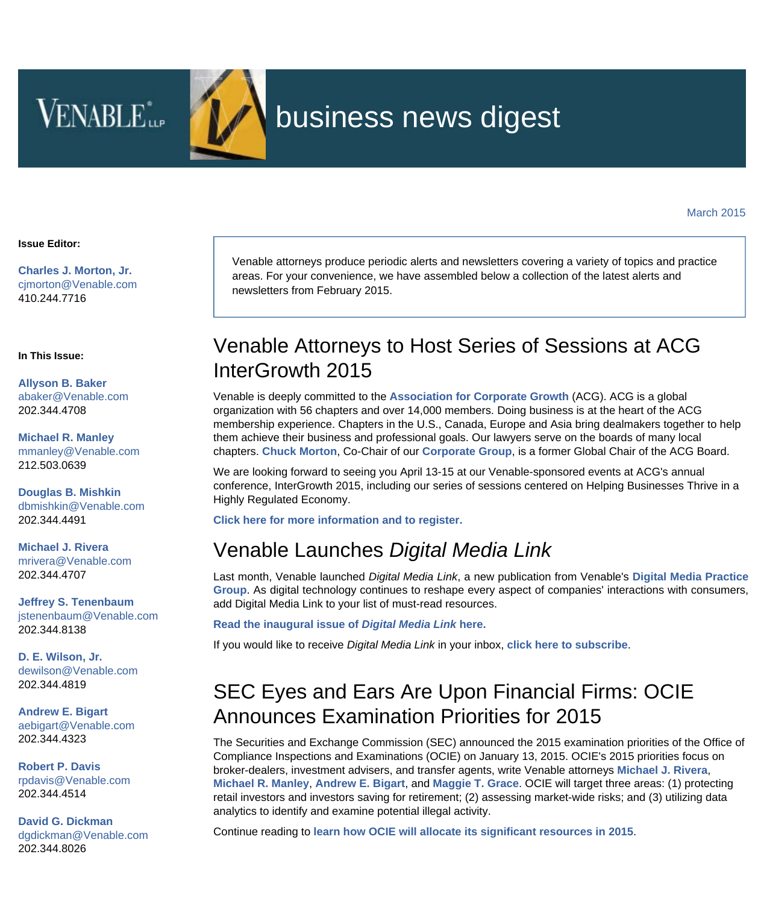# business news digest

March 2015

**Issue Editor:**

**Charles J. Morton, Jr.**
cjmorton@Venable.com
410.244.7716

**In This Issue:**

**Allyson B. Baker**
abaker@Venable.com
202.344.4708

**Michael R. Manley**
mmanley@Venable.com
212.503.0639

**Douglas B. Mishkin**
dbmishkin@Venable.com
202.344.4491

**Michael J. Rivera**
mrivera@Venable.com
202.344.4707

**Jeffrey S. Tenenbaum**
jstenenbaum@Venable.com
202.344.8138

**D. E. Wilson, Jr.**
dewilson@Venable.com
202.344.4819

**Andrew E. Bigart**
aebigart@Venable.com
202.344.4323

**Robert P. Davis**
rpdavis@Venable.com
202.344.4514

**David G. Dickman**
dgdickman@Venable.com
202.344.8026

Venable attorneys produce periodic alerts and newsletters covering a variety of topics and practice areas. For your convenience, we have assembled below a collection of the latest alerts and newsletters from February 2015.

## Venable Attorneys to Host Series of Sessions at ACG InterGrowth 2015

Venable is deeply committed to the **Association for Corporate Growth** (ACG). ACG is a global organization with 56 chapters and over 14,000 members. Doing business is at the heart of the ACG membership experience. Chapters in the U.S., Canada, Europe and Asia bring dealmakers together to help them achieve their business and professional goals. Our lawyers serve on the boards of many local chapters. **Chuck Morton**, Co-Chair of our **Corporate Group**, is a former Global Chair of the ACG Board.

We are looking forward to seeing you April 13-15 at our Venable-sponsored events at ACG's annual conference, InterGrowth 2015, including our series of sessions centered on Helping Businesses Thrive in a Highly Regulated Economy.

**Click here for more information and to register.**

## Venable Launches *Digital Media Link*

Last month, Venable launched *Digital Media Link*, a new publication from Venable's **Digital Media Practice Group**. As digital technology continues to reshape every aspect of companies' interactions with consumers, add Digital Media Link to your list of must-read resources.

**Read the inaugural issue of *Digital Media Link* here.**

If you would like to receive *Digital Media Link* in your inbox, **click here to subscribe**.

## SEC Eyes and Ears Are Upon Financial Firms: OCIE Announces Examination Priorities for 2015

The Securities and Exchange Commission (SEC) announced the 2015 examination priorities of the Office of Compliance Inspections and Examinations (OCIE) on January 13, 2015. OCIE's 2015 priorities focus on broker-dealers, investment advisers, and transfer agents, write Venable attorneys **Michael J. Rivera**, **Michael R. Manley**, **Andrew E. Bigart**, and **Maggie T. Grace**. OCIE will target three areas: (1) protecting retail investors and investors saving for retirement; (2) assessing market-wide risks; and (3) utilizing data analytics to identify and examine potential illegal activity.

Continue reading to **learn how OCIE will allocate its significant resources in 2015**.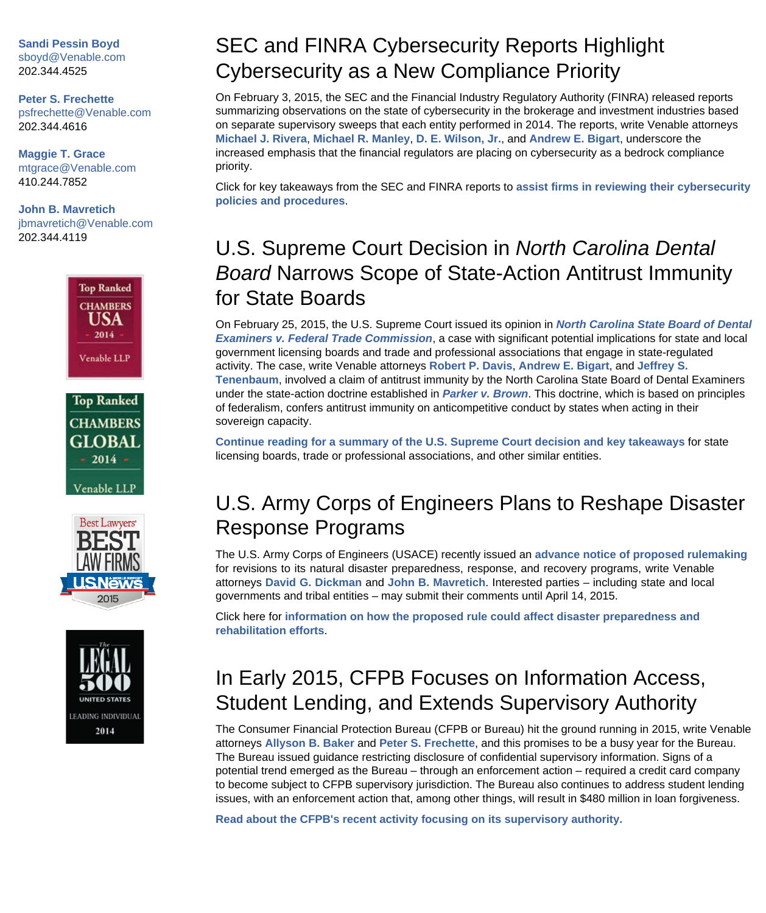**Sandi Pessin Boyd**
sboyd@Venable.com
202.344.4525

**Peter S. Frechette**
psfrechette@Venable.com
202.344.4616

**Maggie T. Grace**
mtgrace@Venable.com
410.244.7852

**John B. Mavretich**
jbmavretich@Venable.com
202.344.4119

# SEC and FINRA Cybersecurity Reports Highlight Cybersecurity as a New Compliance Priority

On February 3, 2015, the SEC and the Financial Industry Regulatory Authority (FINRA) released reports summarizing observations on the state of cybersecurity in the brokerage and investment industries based on separate supervisory sweeps that each entity performed in 2014. The reports, write Venable attorneys **Michael J. Rivera**, **Michael R. Manley**, **D. E. Wilson, Jr.**, and **Andrew E. Bigart**, underscore the increased emphasis that the financial regulators are placing on cybersecurity as a bedrock compliance priority.

Click for key takeaways from the SEC and FINRA reports to **assist firms in reviewing their cybersecurity policies and procedures**.

# U.S. Supreme Court Decision in *North Carolina Dental Board* Narrows Scope of State-Action Antitrust Immunity for State Boards

On February 25, 2015, the U.S. Supreme Court issued its opinion in ***North Carolina State Board of Dental Examiners v. Federal Trade Commission***, a case with significant potential implications for state and local government licensing boards and trade and professional associations that engage in state-regulated activity. The case, write Venable attorneys **Robert P. Davis**, **Andrew E. Bigart**, and **Jeffrey S. Tenenbaum**, involved a claim of antitrust immunity by the North Carolina State Board of Dental Examiners under the state-action doctrine established in ***Parker v. Brown***. This doctrine, which is based on principles of federalism, confers antitrust immunity on anticompetitive conduct by states when acting in their sovereign capacity.

**Continue reading for a summary of the U.S. Supreme Court decision and key takeaways** for state licensing boards, trade or professional associations, and other similar entities.

# U.S. Army Corps of Engineers Plans to Reshape Disaster Response Programs

The U.S. Army Corps of Engineers (USACE) recently issued an **advance notice of proposed rulemaking** for revisions to its natural disaster preparedness, response, and recovery programs, write Venable attorneys **David G. Dickman** and **John B. Mavretich**. Interested parties – including state and local governments and tribal entities – may submit their comments until April 14, 2015.

Click here for **information on how the proposed rule could affect disaster preparedness and rehabilitation efforts**.

# In Early 2015, CFPB Focuses on Information Access, Student Lending, and Extends Supervisory Authority

The Consumer Financial Protection Bureau (CFPB or Bureau) hit the ground running in 2015, write Venable attorneys **Allyson B. Baker** and **Peter S. Frechette**, and this promises to be a busy year for the Bureau. The Bureau issued guidance restricting disclosure of confidential supervisory information. Signs of a potential trend emerged as the Bureau – through an enforcement action – required a credit card company to become subject to CFPB supervisory jurisdiction. The Bureau also continues to address student lending issues, with an enforcement action that, among other things, will result in $480 million in loan forgiveness.

**Read about the CFPB's recent activity focusing on its supervisory authority.**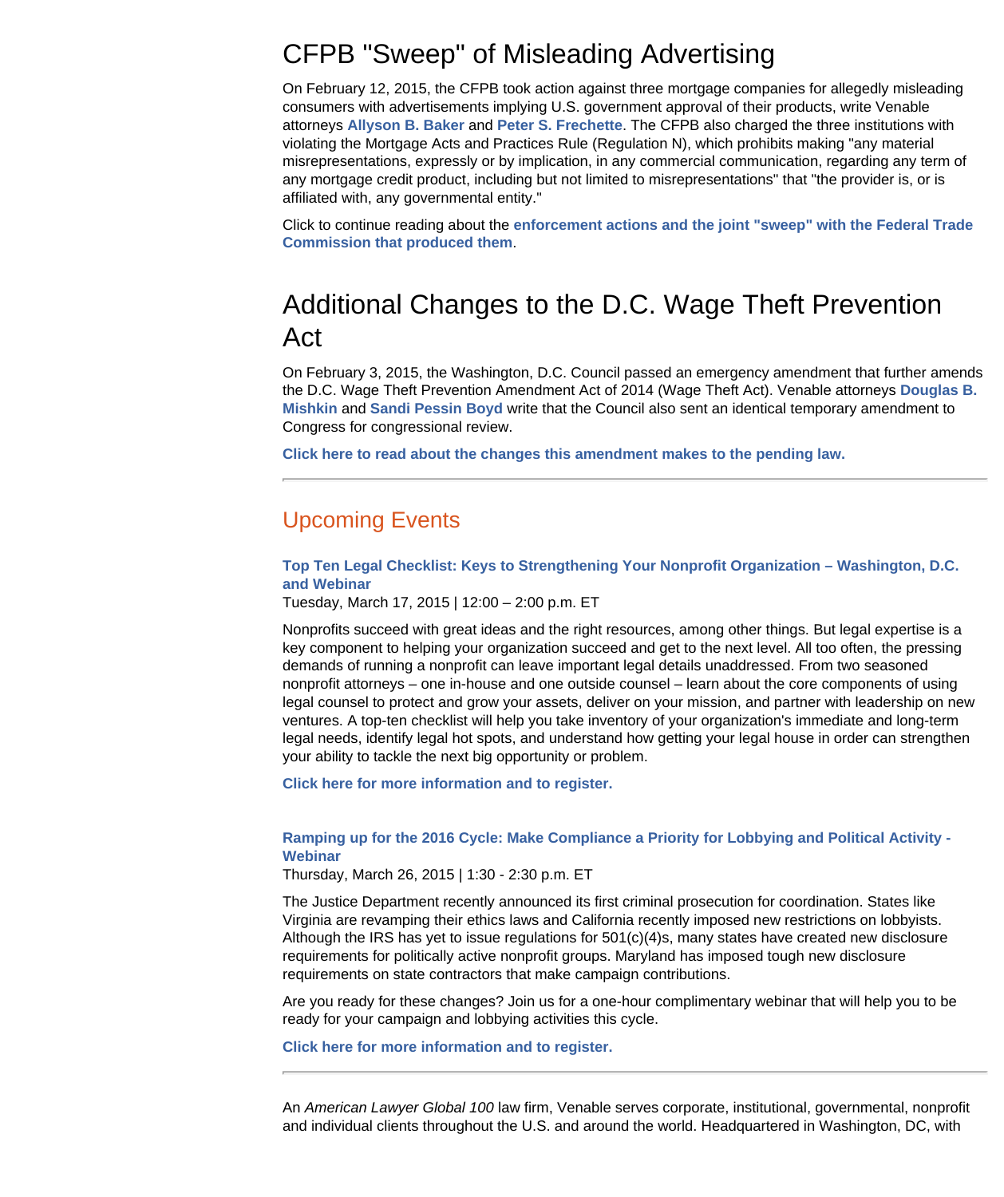## CFPB "Sweep" of Misleading Advertising

On February 12, 2015, the CFPB took action against three mortgage companies for allegedly misleading consumers with advertisements implying U.S. government approval of their products, write Venable attorneys **Allyson B. Baker** and **Peter S. Frechette**. The CFPB also charged the three institutions with violating the Mortgage Acts and Practices Rule (Regulation N), which prohibits making "any material misrepresentations, expressly or by implication, in any commercial communication, regarding any term of any mortgage credit product, including but not limited to misrepresentations" that "the provider is, or is affiliated with, any governmental entity."

Click to continue reading about the **enforcement actions and the joint "sweep" with the Federal Trade Commission that produced them**.

## Additional Changes to the D.C. Wage Theft Prevention Act

On February 3, 2015, the Washington, D.C. Council passed an emergency amendment that further amends the D.C. Wage Theft Prevention Amendment Act of 2014 (Wage Theft Act). Venable attorneys **Douglas B. Mishkin** and **Sandi Pessin Boyd** write that the Council also sent an identical temporary amendment to Congress for congressional review.

**Click here to read about the changes this amendment makes to the pending law.**

---

## Upcoming Events

**Top Ten Legal Checklist: Keys to Strengthening Your Nonprofit Organization – Washington, D.C. and Webinar**
Tuesday, March 17, 2015 | 12:00 – 2:00 p.m. ET

Nonprofits succeed with great ideas and the right resources, among other things. But legal expertise is a key component to helping your organization succeed and get to the next level. All too often, the pressing demands of running a nonprofit can leave important legal details unaddressed. From two seasoned nonprofit attorneys – one in-house and one outside counsel – learn about the core components of using legal counsel to protect and grow your assets, deliver on your mission, and partner with leadership on new ventures. A top-ten checklist will help you take inventory of your organization's immediate and long-term legal needs, identify legal hot spots, and understand how getting your legal house in order can strengthen your ability to tackle the next big opportunity or problem.

**Click here for more information and to register.**

**Ramping up for the 2016 Cycle: Make Compliance a Priority for Lobbying and Political Activity - Webinar**
Thursday, March 26, 2015 | 1:30 - 2:30 p.m. ET

The Justice Department recently announced its first criminal prosecution for coordination. States like Virginia are revamping their ethics laws and California recently imposed new restrictions on lobbyists. Although the IRS has yet to issue regulations for 501(c)(4)s, many states have created new disclosure requirements for politically active nonprofit groups. Maryland has imposed tough new disclosure requirements on state contractors that make campaign contributions.

Are you ready for these changes? Join us for a one-hour complimentary webinar that will help you to be ready for your campaign and lobbying activities this cycle.

**Click here for more information and to register.**

---

An *American Lawyer Global 100* law firm, Venable serves corporate, institutional, governmental, nonprofit and individual clients throughout the U.S. and around the world. Headquartered in Washington, DC, with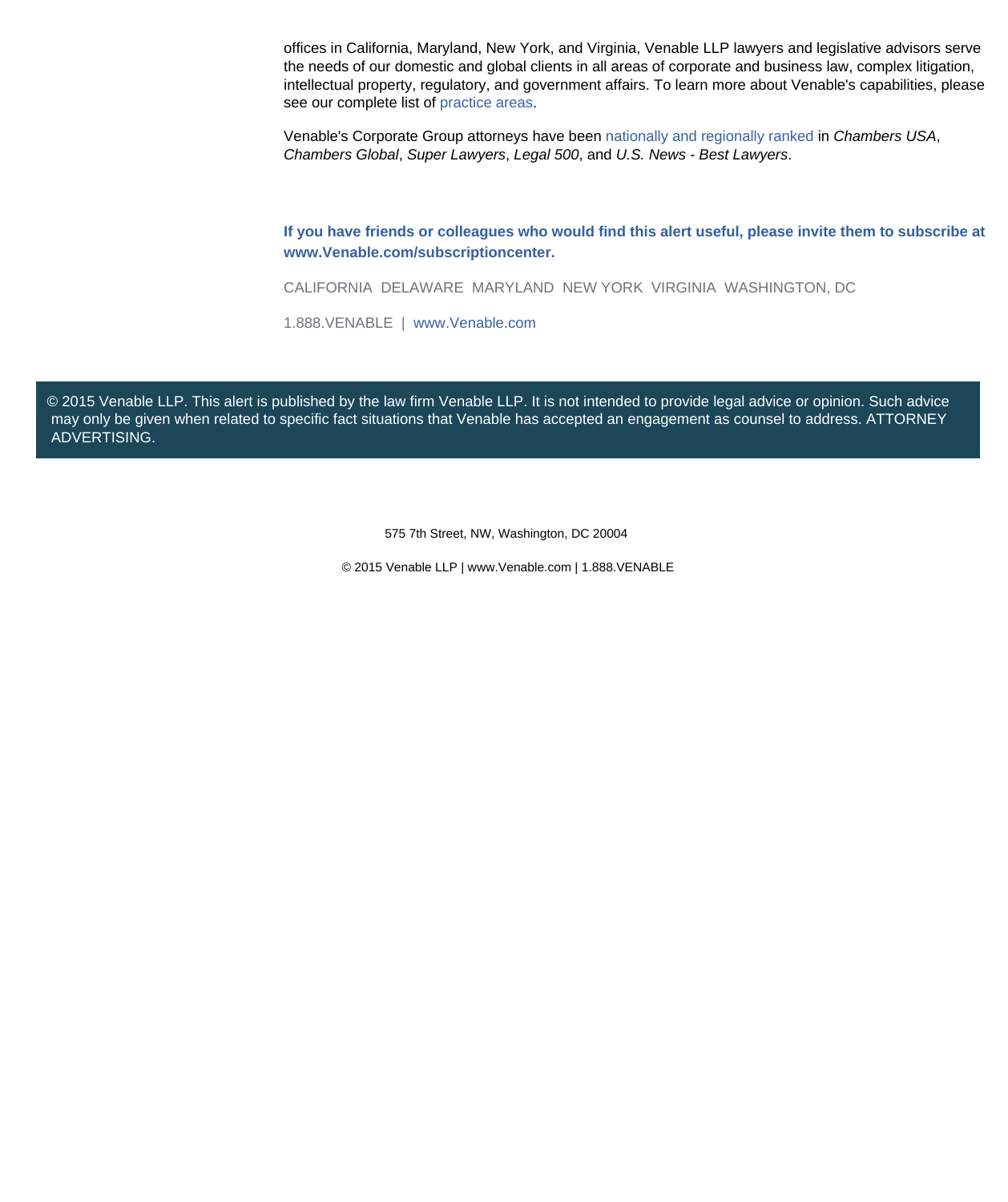offices in California, Maryland, New York, and Virginia, Venable LLP lawyers and legislative advisors serve the needs of our domestic and global clients in all areas of corporate and business law, complex litigation, intellectual property, regulatory, and government affairs. To learn more about Venable's capabilities, please see our complete list of practice areas.

Venable's Corporate Group attorneys have been nationally and regionally ranked in *Chambers USA*, *Chambers Global*, *Super Lawyers*, *Legal 500*, and *U.S. News - Best Lawyers*.

**If you have friends or colleagues who would find this alert useful, please invite them to subscribe at www.Venable.com/subscriptioncenter.**

CALIFORNIA DELAWARE MARYLAND NEW YORK VIRGINIA WASHINGTON, DC

1.888.VENABLE | www.Venable.com

© 2015 Venable LLP. This alert is published by the law firm Venable LLP. It is not intended to provide legal advice or opinion. Such advice may only be given when related to specific fact situations that Venable has accepted an engagement as counsel to address. ATTORNEY ADVERTISING.

575 7th Street, NW, Washington, DC 20004

© 2015 Venable LLP | www.Venable.com | 1.888.VENABLE